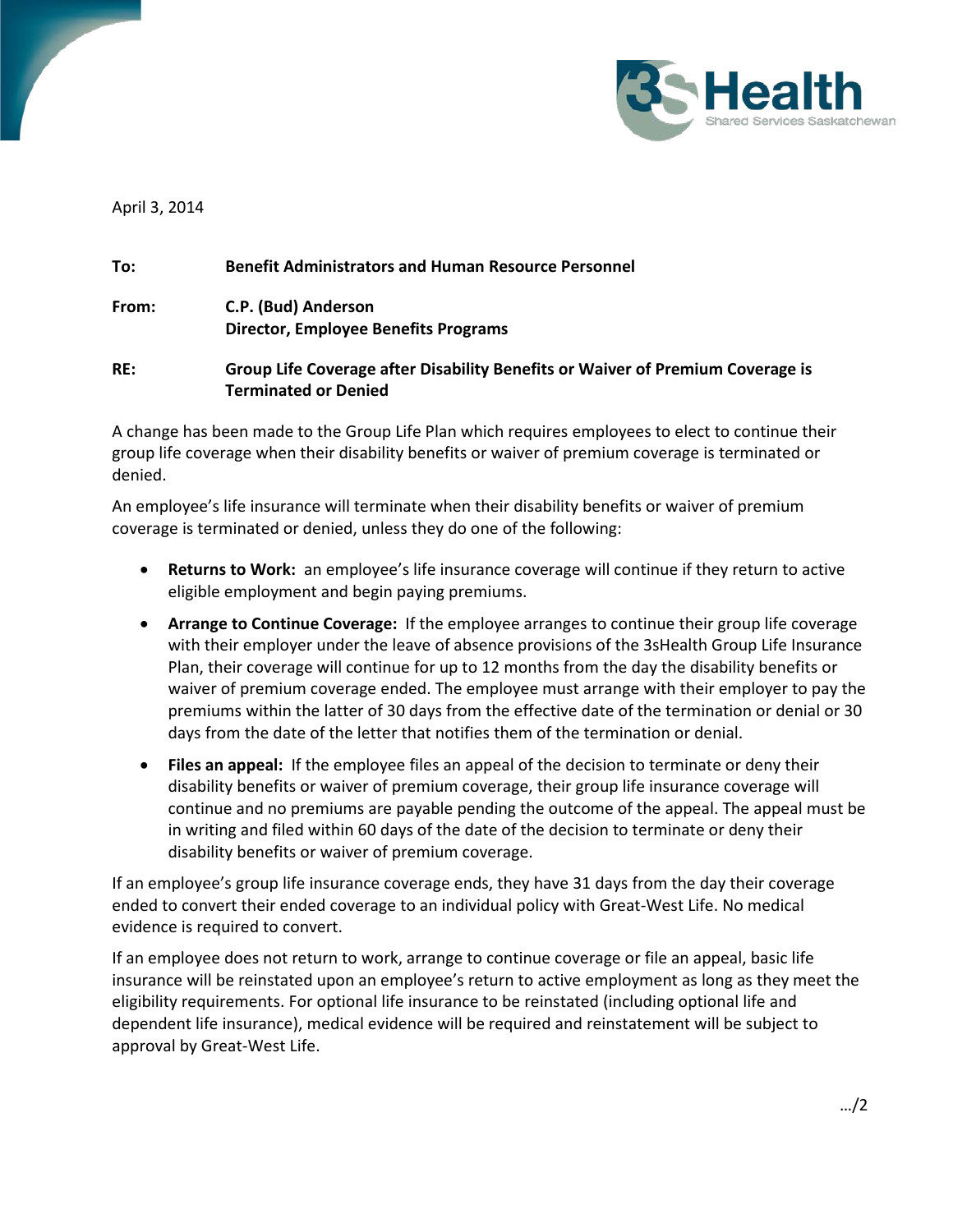April 3, 2014

**To:** **Benefit Administrators and Human Resource Personnel**

**From:** **C.P. (Bud) Anderson**
**Director, Employee Benefits Programs**

**RE:** **Group Life Coverage after Disability Benefits or Waiver of Premium Coverage is Terminated or Denied**

A change has been made to the Group Life Plan which requires employees to elect to continue their group life coverage when their disability benefits or waiver of premium coverage is terminated or denied.

An employee's life insurance will terminate when their disability benefits or waiver of premium coverage is terminated or denied, unless they do one of the following:

- **Returns to Work:** an employee's life insurance coverage will continue if they return to active eligible employment and begin paying premiums.
- **Arrange to Continue Coverage:** If the employee arranges to continue their group life coverage with their employer under the leave of absence provisions of the 3sHealth Group Life Insurance Plan, their coverage will continue for up to 12 months from the day the disability benefits or waiver of premium coverage ended. The employee must arrange with their employer to pay the premiums within the latter of 30 days from the effective date of the termination or denial or 30 days from the date of the letter that notifies them of the termination or denial.
- **Files an appeal:** If the employee files an appeal of the decision to terminate or deny their disability benefits or waiver of premium coverage, their group life insurance coverage will continue and no premiums are payable pending the outcome of the appeal. The appeal must be in writing and filed within 60 days of the date of the decision to terminate or deny their disability benefits or waiver of premium coverage.

If an employee's group life insurance coverage ends, they have 31 days from the day their coverage ended to convert their ended coverage to an individual policy with Great-West Life. No medical evidence is required to convert.

If an employee does not return to work, arrange to continue coverage or file an appeal, basic life insurance will be reinstated upon an employee's return to active employment as long as they meet the eligibility requirements. For optional life insurance to be reinstated (including optional life and dependent life insurance), medical evidence will be required and reinstatement will be subject to approval by Great-West Life.

…/2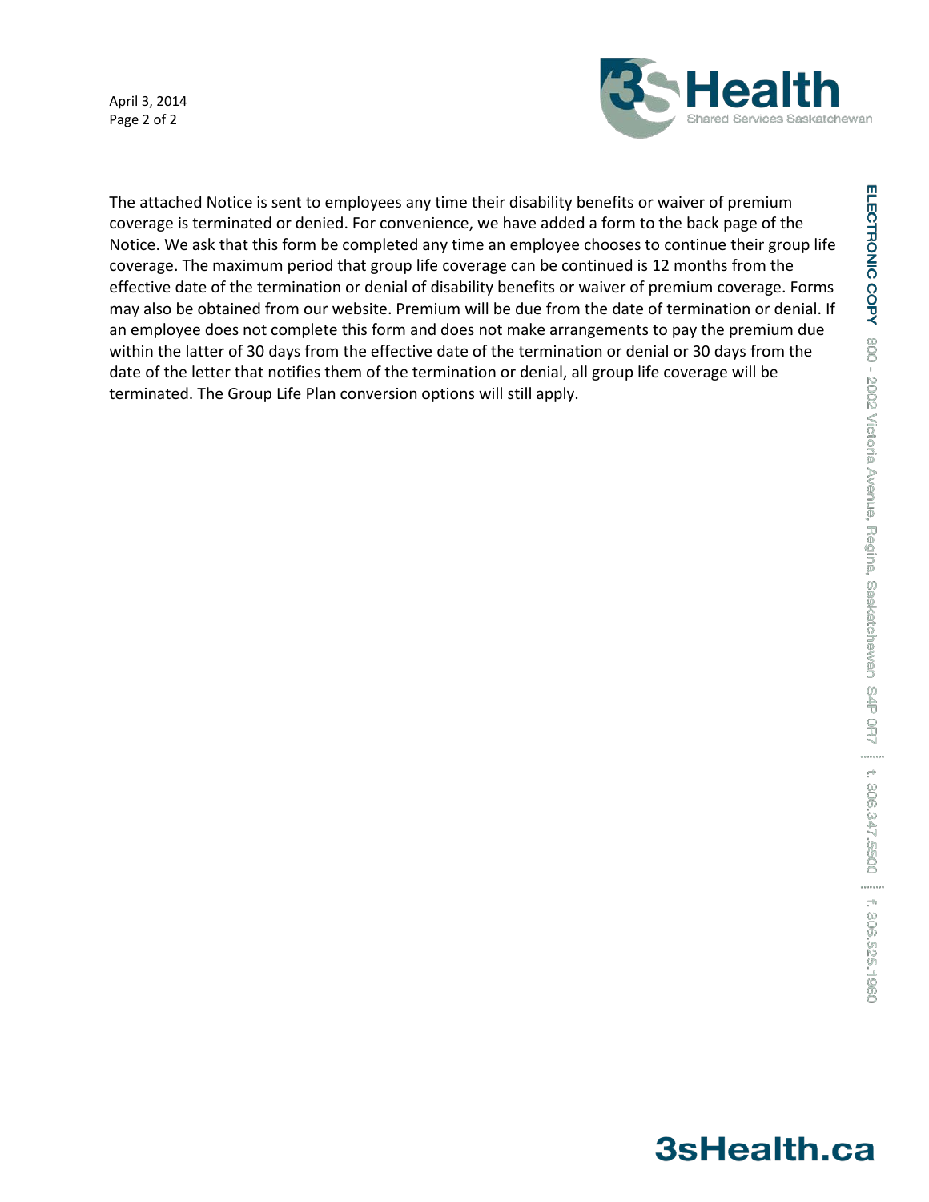The attached Notice is sent to employees any time their disability benefits or waiver of premium coverage is terminated or denied. For convenience, we have added a form to the back page of the Notice. We ask that this form be completed any time an employee chooses to continue their group life coverage. The maximum period that group life coverage can be continued is 12 months from the effective date of the termination or denial of disability benefits or waiver of premium coverage. Forms may also be obtained from our website. Premium will be due from the date of termination or denial. If an employee does not complete this form and does not make arrangements to pay the premium due within the latter of 30 days from the effective date of the termination or denial or 30 days from the date of the letter that notifies them of the termination or denial, all group life coverage will be terminated. The Group Life Plan conversion options will still apply.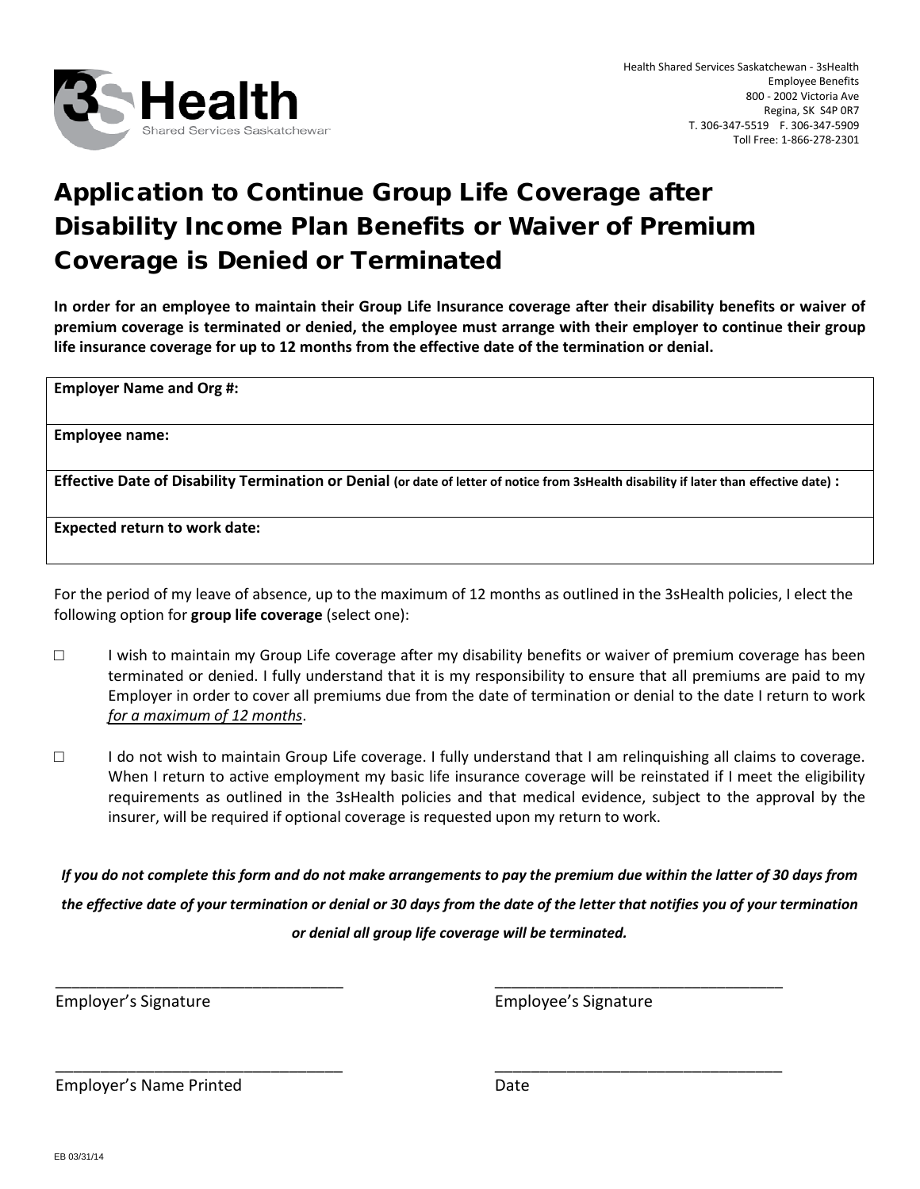Health Shared Services Saskatchewan - 3sHealth
Employee Benefits
800 - 2002 Victoria Ave
Regina, SK S4P 0R7
T. 306-347-5519 F. 306-347-5909
Toll Free: 1-866-278-2301

# Application to Continue Group Life Coverage after Disability Income Plan Benefits or Waiver of Premium Coverage is Denied or Terminated

**In order for an employee to maintain their Group Life Insurance coverage after their disability benefits or waiver of premium coverage is terminated or denied, the employee must arrange with their employer to continue their group life insurance coverage for up to 12 months from the effective date of the termination or denial.**

| **Employer Name and Org #:** |
|---|
| **Employee name:** |
| **Effective Date of Disability Termination or Denial** (or date of letter of notice from 3sHealth disability if later than effective date) **:** |
| **Expected return to work date:** |

For the period of my leave of absence, up to the maximum of 12 months as outlined in the 3sHealth policies, I elect the following option for **group life coverage** (select one):

☐ I wish to maintain my Group Life coverage after my disability benefits or waiver of premium coverage has been terminated or denied. I fully understand that it is my responsibility to ensure that all premiums are paid to my Employer in order to cover all premiums due from the date of termination or denial to the date I return to work *for a maximum of 12 months*.

☐ I do not wish to maintain Group Life coverage. I fully understand that I am relinquishing all claims to coverage. When I return to active employment my basic life insurance coverage will be reinstated if I meet the eligibility requirements as outlined in the 3sHealth policies and that medical evidence, subject to the approval by the insurer, will be required if optional coverage is requested upon my return to work.

***If you do not complete this form and do not make arrangements to pay the premium due within the latter of 30 days from the effective date of your termination or denial or 30 days from the date of the letter that notifies you of your termination or denial all group life coverage will be terminated.***

\_\_\_\_\_\_\_\_\_\_\_\_\_\_\_\_\_\_\_\_\_\_\_\_\_\_\_\_\_\_\_\_
Employer's Signature

\_\_\_\_\_\_\_\_\_\_\_\_\_\_\_\_\_\_\_\_\_\_\_\_\_\_\_\_\_\_\_\_
Employee's Signature

\_\_\_\_\_\_\_\_\_\_\_\_\_\_\_\_\_\_\_\_\_\_\_\_\_\_\_\_\_\_\_\_
Employer's Name Printed

\_\_\_\_\_\_\_\_\_\_\_\_\_\_\_\_\_\_\_\_\_\_\_\_\_\_\_\_\_\_\_\_
Date

EB 03/31/14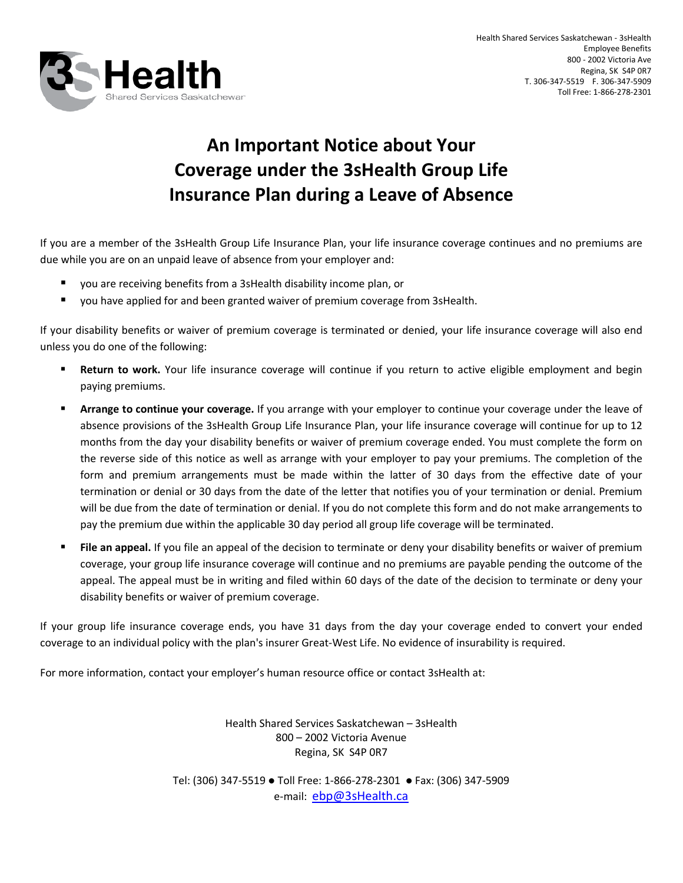3sHealth
Shared Services Saskatchewan

Health Shared Services Saskatchewan - 3sHealth
Employee Benefits
800 - 2002 Victoria Ave
Regina, SK S4P 0R7
T. 306-347-5519 F. 306-347-5909
Toll Free: 1-866-278-2301

# An Important Notice about Your Coverage under the 3sHealth Group Life Insurance Plan during a Leave of Absence

If you are a member of the 3sHealth Group Life Insurance Plan, your life insurance coverage continues and no premiums are due while you are on an unpaid leave of absence from your employer and:

- you are receiving benefits from a 3sHealth disability income plan, or
- you have applied for and been granted waiver of premium coverage from 3sHealth.

If your disability benefits or waiver of premium coverage is terminated or denied, your life insurance coverage will also end unless you do one of the following:

- **Return to work.** Your life insurance coverage will continue if you return to active eligible employment and begin paying premiums.
- **Arrange to continue your coverage.** If you arrange with your employer to continue your coverage under the leave of absence provisions of the 3sHealth Group Life Insurance Plan, your life insurance coverage will continue for up to 12 months from the day your disability benefits or waiver of premium coverage ended. You must complete the form on the reverse side of this notice as well as arrange with your employer to pay your premiums. The completion of the form and premium arrangements must be made within the latter of 30 days from the effective date of your termination or denial or 30 days from the date of the letter that notifies you of your termination or denial. Premium will be due from the date of termination or denial. If you do not complete this form and do not make arrangements to pay the premium due within the applicable 30 day period all group life coverage will be terminated.
- **File an appeal.** If you file an appeal of the decision to terminate or deny your disability benefits or waiver of premium coverage, your group life insurance coverage will continue and no premiums are payable pending the outcome of the appeal. The appeal must be in writing and filed within 60 days of the date of the decision to terminate or deny your disability benefits or waiver of premium coverage.

If your group life insurance coverage ends, you have 31 days from the day your coverage ended to convert your ended coverage to an individual policy with the plan's insurer Great-West Life. No evidence of insurability is required.

For more information, contact your employer's human resource office or contact 3sHealth at:

Health Shared Services Saskatchewan – 3sHealth
800 – 2002 Victoria Avenue
Regina, SK S4P 0R7

Tel: (306) 347-5519 ● Toll Free: 1-866-278-2301 ● Fax: (306) 347-5909
e-mail: ebp@3sHealth.ca